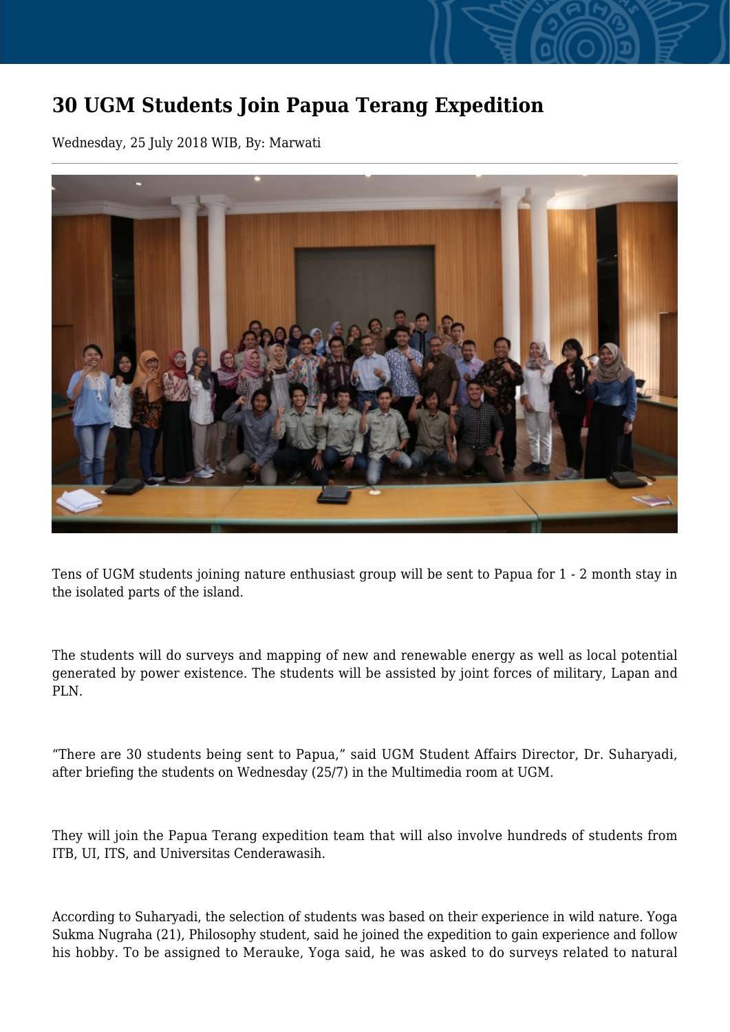# 30 UGM Students Join Papua Terang Expedition

Wednesday, 25 July 2018 WIB, By: Marwati

Tens of UGM students joining nature enthusiast group will be sent to Papua for 1 - 2 month stay in the isolated parts of the island.

The students will do surveys and mapping of new and renewable energy as well as local potential generated by power existence. The students will be assisted by joint forces of military, Lapan and PLN.

“There are 30 students being sent to Papua,” said UGM Student Affairs Director, Dr. Suharyadi, after briefing the students on Wednesday (25/7) in the Multimedia room at UGM.

They will join the Papua Terang expedition team that will also involve hundreds of students from ITB, UI, ITS, and Universitas Cenderawasih.

According to Suharyadi, the selection of students was based on their experience in wild nature. Yoga Sukma Nugraha (21), Philosophy student, said he joined the expedition to gain experience and follow his hobby. To be assigned to Merauke, Yoga said, he was asked to do surveys related to natural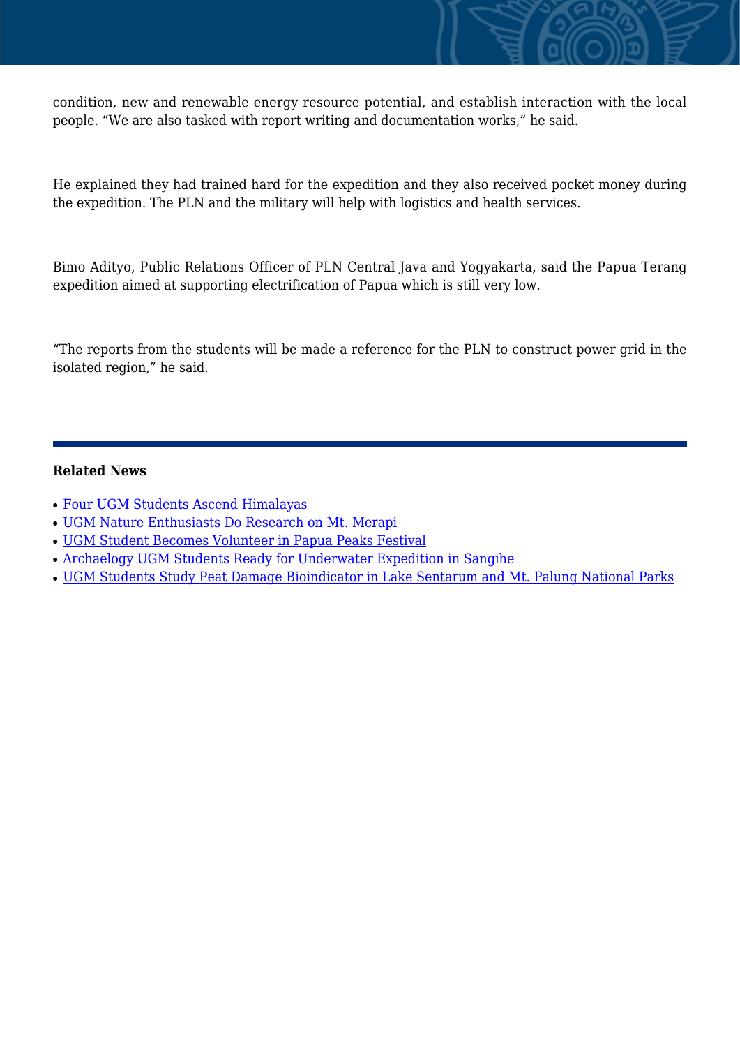condition, new and renewable energy resource potential, and establish interaction with the local people. “We are also tasked with report writing and documentation works,” he said.

He explained they had trained hard for the expedition and they also received pocket money during the expedition. The PLN and the military will help with logistics and health services.

Bimo Adityo, Public Relations Officer of PLN Central Java and Yogyakarta, said the Papua Terang expedition aimed at supporting electrification of Papua which is still very low.

“The reports from the students will be made a reference for the PLN to construct power grid in the isolated region,” he said.

---

**Related News**

- Four UGM Students Ascend Himalayas
- UGM Nature Enthusiasts Do Research on Mt. Merapi
- UGM Student Becomes Volunteer in Papua Peaks Festival
- Archaelogy UGM Students Ready for Underwater Expedition in Sangihe
- UGM Students Study Peat Damage Bioindicator in Lake Sentarum and Mt. Palung National Parks